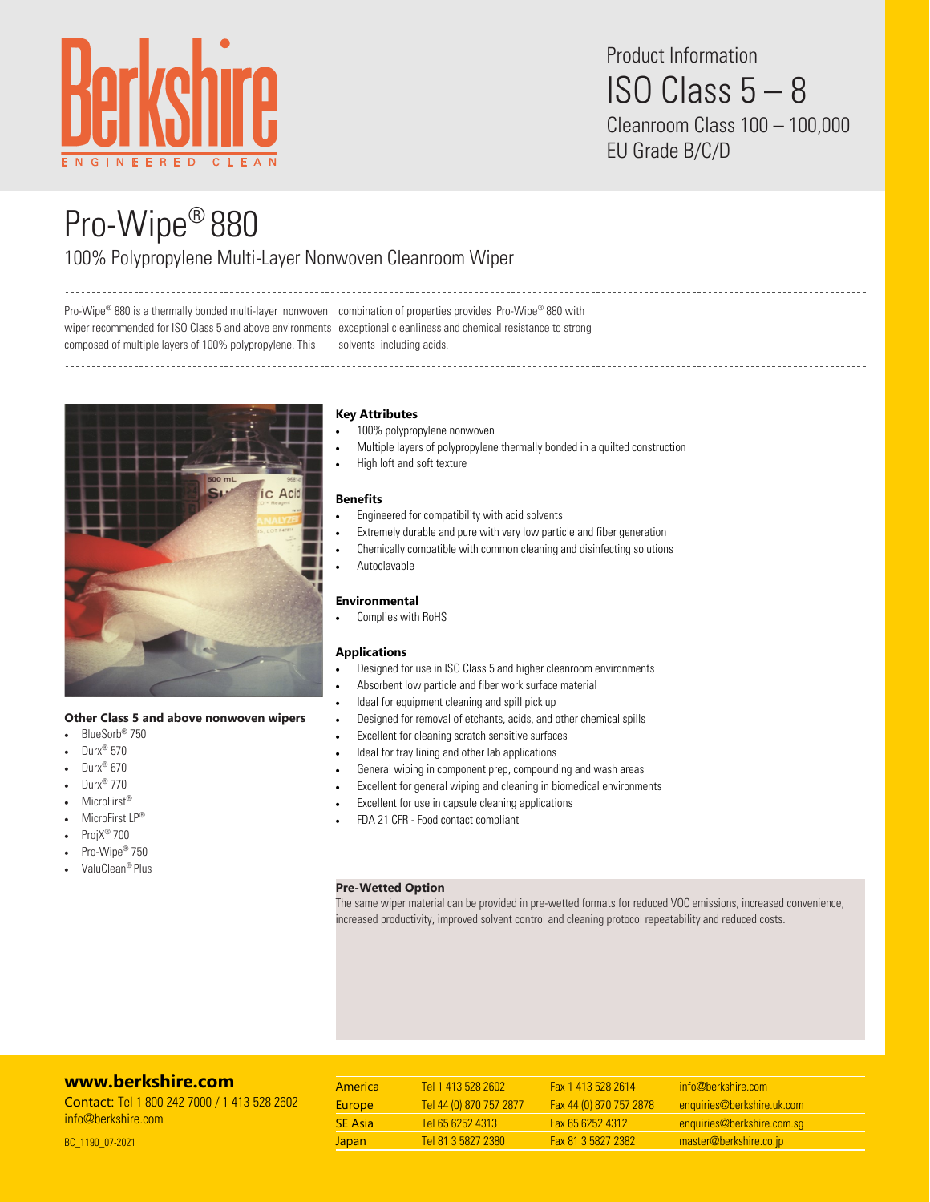Berkshire

ENGINEERED CLEAN

Product Information

ISO Class 5 – 8

Cleanroom Class 100 – 100,000

EU Grade B/C/D

# Pro-Wipe® 880

## 100% Polypropylene Multi-Layer Nonwoven Cleanroom Wiper

Pro-Wipe® 880 is a thermally bonded multi-layer nonwoven wiper recommended for ISO Class 5 and above environments composed of multiple layers of 100% polypropylene. This combination of properties provides Pro-Wipe® 880 with exceptional cleanliness and chemical resistance to strong solvents including acids.

### Key Attributes

- 100% polypropylene nonwoven
- Multiple layers of polypropylene thermally bonded in a quilted construction
- High loft and soft texture

### Benefits

- Engineered for compatibility with acid solvents
- Extremely durable and pure with very low particle and fiber generation
- Chemically compatible with common cleaning and disinfecting solutions
- Autoclavable

### Environmental

- Complies with RoHS

### Applications

- Designed for use in ISO Class 5 and higher cleanroom environments
- Absorbent low particle and fiber work surface material
- Ideal for equipment cleaning and spill pick up
- Designed for removal of etchants, acids, and other chemical spills
- Excellent for cleaning scratch sensitive surfaces
- Ideal for tray lining and other lab applications
- General wiping in component prep, compounding and wash areas
- Excellent for general wiping and cleaning in biomedical environments
- Excellent for use in capsule cleaning applications
- FDA 21 CFR - Food contact compliant

### Other Class 5 and above nonwoven wipers

- BlueSorb® 750
- Durx® 570
- Durx® 670
- Durx® 770
- MicroFirst®
- MicroFirst LP®
- ProjX® 700
- Pro-Wipe® 750
- ValuClean® Plus

### Pre-Wetted Option

The same wiper material can be provided in pre-wetted formats for reduced VOC emissions, increased convenience, increased productivity, improved solvent control and cleaning protocol repeatability and reduced costs.

**www.berkshire.com**

Contact: Tel 1 800 242 7000 / 1 413 528 2602
info@berkshire.com

BC_1190_07-2021

| Region | Tel | Fax | Email |
|---|---|---|---|
| America | Tel 1 413 528 2602 | Fax 1 413 528 2614 | info@berkshire.com |
| Europe | Tel 44 (0) 870 757 2877 | Fax 44 (0) 870 757 2878 | enquiries@berkshire.uk.com |
| SE Asia | Tel 65 6252 4313 | Fax 65 6252 4312 | enquiries@berkshire.com.sg |
| Japan | Tel 81 3 5827 2380 | Fax 81 3 5827 2382 | master@berkshire.co.jp |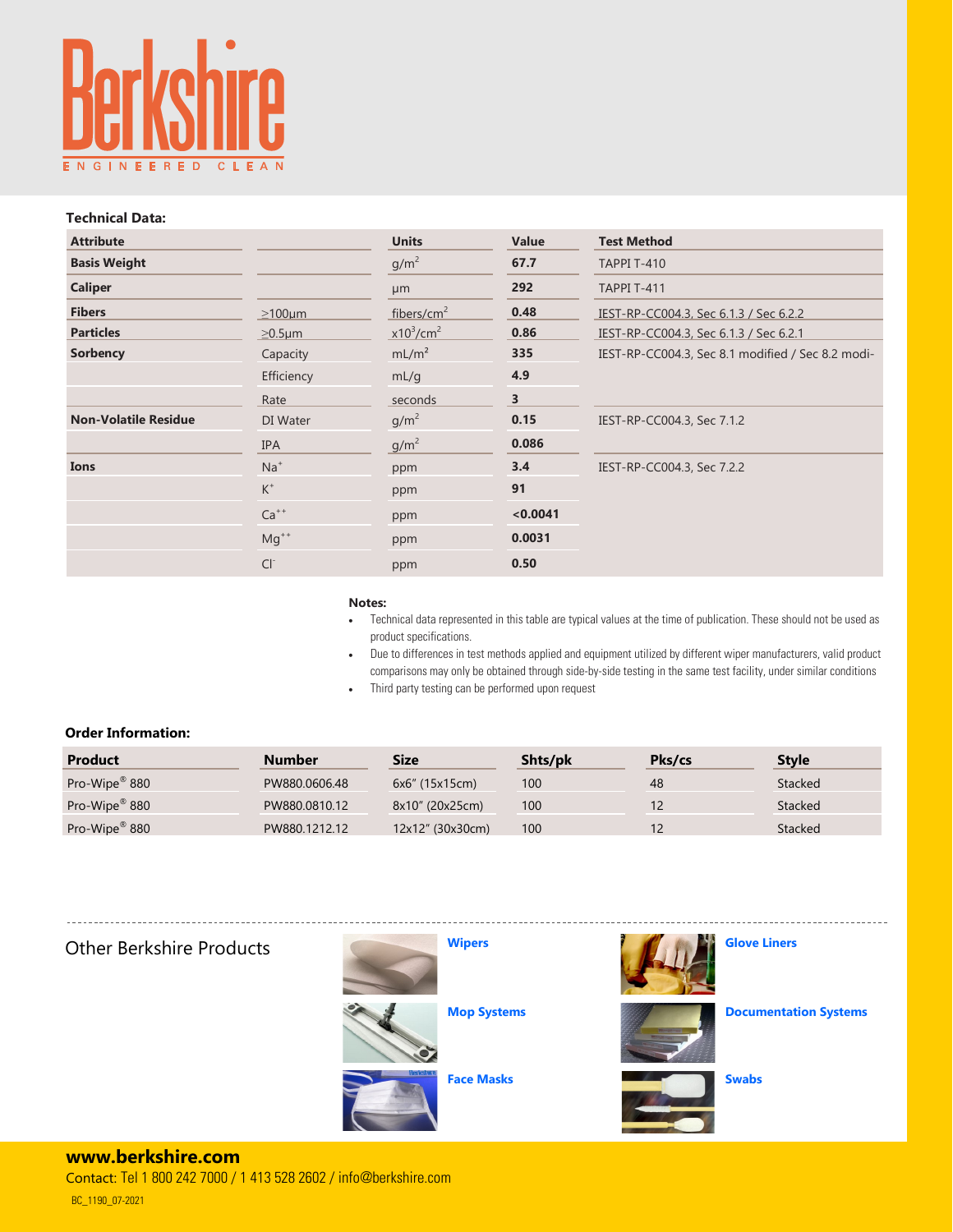Berkshire

ENGINEERED CLEAN

**Technical Data:**

| Attribute | | Units | Value | Test Method |
|---|---|---|---|---|
| **Basis Weight** | | $g/m^2$ | **67.7** | TAPPI T-410 |
| **Caliper** | | µm | **292** | TAPPI T-411 |
| **Fibers** | ≥100µm | $fibers/cm^2$ | **0.48** | IEST-RP-CC004.3, Sec 6.1.3 / Sec 6.2.2 |
| **Particles** | ≥0.5µm | $x10^3/cm^2$ | **0.86** | IEST-RP-CC004.3, Sec 6.1.3 / Sec 6.2.1 |
| **Sorbency** | Capacity | $mL/m^2$ | **335** | IEST-RP-CC004.3, Sec 8.1 modified / Sec 8.2 modi- |
| | Efficiency | mL/g | **4.9** | |
| | Rate | seconds | **3** | |
| **Non-Volatile Residue** | DI Water | $g/m^2$ | **0.15** | IEST-RP-CC004.3, Sec 7.1.2 |
| | IPA | $g/m^2$ | **0.086** | |
| **Ions** | $Na^+$ | ppm | **3.4** | IEST-RP-CC004.3, Sec 7.2.2 |
| | $K^+$ | ppm | **91** | |
| | $Ca^{++}$ | ppm | **<0.0041** | |
| | $Mg^{++}$ | ppm | **0.0031** | |
| | $Cl^-$ | ppm | **0.50** | |

**Notes:**

- Technical data represented in this table are typical values at the time of publication. These should not be used as product specifications.
- Due to differences in test methods applied and equipment utilized by different wiper manufacturers, valid product comparisons may only be obtained through side-by-side testing in the same test facility, under similar conditions
- Third party testing can be performed upon request

**Order Information:**

| Product | Number | Size | Shts/pk | Pks/cs | Style |
|---|---|---|---|---|---|
| Pro-Wipe® 880 | PW880.0606.48 | 6x6" (15x15cm) | 100 | 48 | Stacked |
| Pro-Wipe® 880 | PW880.0810.12 | 8x10" (20x25cm) | 100 | 12 | Stacked |
| Pro-Wipe® 880 | PW880.1212.12 | 12x12" (30x30cm) | 100 | 12 | Stacked |

## Other Berkshire Products

- Wipers
- Glove Liners
- Mop Systems
- Documentation Systems
- Face Masks
- Swabs

**www.berkshire.com**

Contact: Tel 1 800 242 7000 / 1 413 528 2602 / info@berkshire.com

BC_1190_07-2021